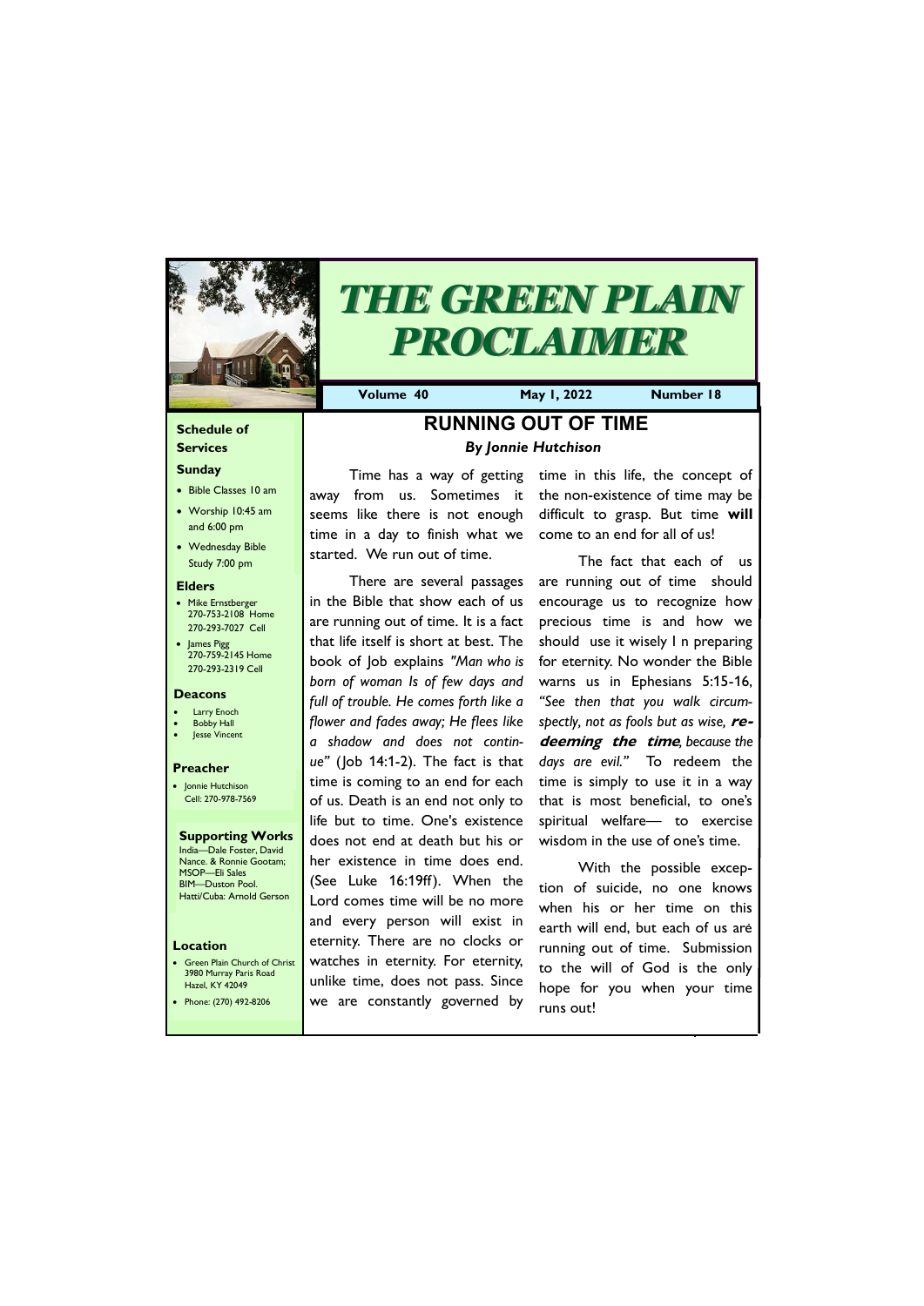# THE GREEN PLAIN PROCLAIMER

**Volume 40** **May 1, 2022** **Number 18**

## RUNNING OUT OF TIME

***By Jonnie Hutchison***

Time has a way of getting away from us. Sometimes it seems like there is not enough time in a day to finish what we started. We run out of time.

There are several passages in the Bible that show each of us are running out of time. It is a fact that life itself is short at best. The book of Job explains *"Man who is born of woman Is of few days and full of trouble. He comes forth like a flower and fades away; He flees like a shadow and does not continue"* (Job 14:1-2). The fact is that time is coming to an end for each of us. Death is an end not only to life but to time. One's existence does not end at death but his or her existence in time does end. (See Luke 16:19ff). When the Lord comes time will be no more and every person will exist in eternity. There are no clocks or watches in eternity. For eternity, unlike time, does not pass. Since we are constantly governed by time in this life, the concept of the non-existence of time may be difficult to grasp. But time **will** come to an end for all of us!

The fact that each of us are running out of time should encourage us to recognize how precious time is and how we should use it wisely I n preparing for eternity. No wonder the Bible warns us in Ephesians 5:15-16, *"See then that you walk circumspectly, not as fools but as wise,* ***redeeming the time****, because the days are evil."* To redeem the time is simply to use it in a way that is most beneficial, to one's spiritual welfare— to exercise wisdom in the use of one's time.

With the possible exception of suicide, no one knows when his or her time on this earth will end, but each of us are running out of time. Submission to the will of God is the only hope for you when your time runs out!

### Schedule of Services

**Sunday**

- Bible Classes 10 am
- Worship 10:45 am and 6:00 pm
- Wednesday Bible Study 7:00 pm

**Elders**

- Mike Ernstberger 270-753-2108 Home 270-293-7027 Cell
- James Pigg 270-759-2145 Home 270-293-2319 Cell

**Deacons**

- Larry Enoch
- Bobby Hall
- Jesse Vincent

**Preacher**

- Jonnie Hutchison Cell: 270-978-7569

**Supporting Works**

India—Dale Foster, David Nance. & Ronnie Gootam; MSOP—Eli Sales
BIM—Duston Pool.
Hatti/Cuba: Arnold Gerson

**Location**

- Green Plain Church of Christ 3980 Murray Paris Road Hazel, KY 42049
- Phone: (270) 492-8206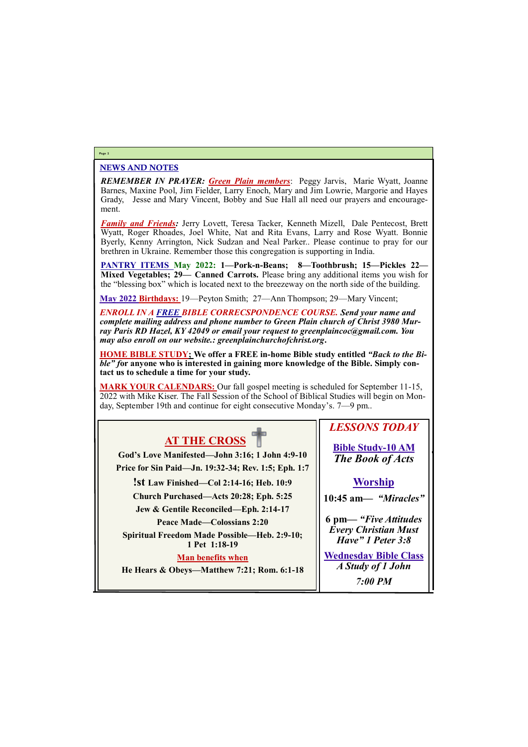## NEWS AND NOTES

***REMEMBER IN PRAYER:*** ***Green Plain members***: Peggy Jarvis, Marie Wyatt, Joanne Barnes, Maxine Pool, Jim Fielder, Larry Enoch, Mary and Jim Lowrie, Margorie and Hayes Grady, Jesse and Mary Vincent, Bobby and Sue Hall all need our prayers and encouragement.

***Family and Friends:*** Jerry Lovett, Teresa Tacker, Kenneth Mizell, Dale Pentecost, Brett Wyatt, Roger Rhoades, Joel White, Nat and Rita Evans, Larry and Rose Wyatt. Bonnie Byerly, Kenny Arrington, Nick Sudzan and Neal Parker.. Please continue to pray for our brethren in Ukraine. Remember those this congregation is supporting in India.

**PANTRY ITEMS May 2022: 1—Pork-n-Beans; 8—Toothbrush; 15—Pickles 22—Mixed Vegetables; 29— Canned Carrots.** Please bring any additional items you wish for the "blessing box" which is located next to the breezeway on the north side of the building.

**May 2022 Birthdays:** 19—Peyton Smith; 27—Ann Thompson; 29—Mary Vincent;

***ENROLL IN A FREE BIBLE CORRECSPONDENCE COURSE. Send your name and complete mailing address and phone number to Green Plain church of Christ 3980 Murray Paris RD Hazel, KY 42049 or email your request to greenplaincoc@gmail.com. You may also enroll on our website.: greenplainchurchofchrist.org.***

**HOME BIBLE STUDY; We offer a FREE in-home Bible study entitled *"Back to the Bible" f*or anyone who is interested in gaining more knowledge of the Bible. Simply contact us to schedule a time for your study.**

**MARK YOUR CALENDARS:** Our fall gospel meeting is scheduled for September 11-15, 2022 with Mike Kiser. The Fall Session of the School of Biblical Studies will begin on Monday, September 19th and continue for eight consecutive Monday's. 7—9 pm..

## AT THE CROSS

**God's Love Manifested—John 3:16; 1 John 4:9-10**

**Price for Sin Paid—Jn. 19:32-34; Rev. 1:5; Eph. 1:7**

**!st Law Finished—Col 2:14-16; Heb. 10:9**

**Church Purchased—Acts 20:28; Eph. 5:25**

**Jew & Gentile Reconciled—Eph. 2:14-17**

**Peace Made—Colossians 2:20**

**Spiritual Freedom Made Possible—Heb. 2:9-10; 1 Pet 1:18-19**

**Man benefits when**

**He Hears & Obeys—Matthew 7:21; Rom. 6:1-18**

## *LESSONS TODAY*

**Bible Study-10 AM**
***The Book of Acts***

**Worship**

**10:45 am— *"Miracles"***

**6 pm— *"Five Attitudes Every Christian Must Have" 1 Peter 3:8***

**Wednesday Bible Class**
***A Study of 1 John***

***7:00 PM***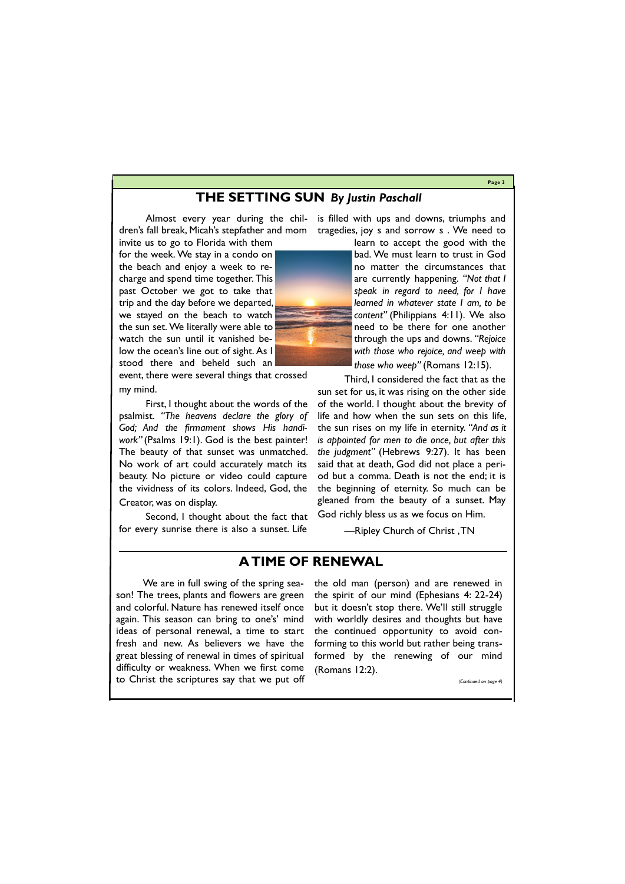# THE SETTING SUN *By Justin Paschall*

Almost every year during the children's fall break, Micah's stepfather and mom invite us to go to Florida with them for the week. We stay in a condo on the beach and enjoy a week to recharge and spend time together. This past October we got to take that trip and the day before we departed, we stayed on the beach to watch the sun set. We literally were able to watch the sun until it vanished below the ocean's line out of sight. As I stood there and beheld such an event, there were several things that crossed my mind.

First, I thought about the words of the psalmist. *"The heavens declare the glory of God; And the firmament shows His handiwork"* (Psalms 19:1). God is the best painter! The beauty of that sunset was unmatched. No work of art could accurately match its beauty. No picture or video could capture the vividness of its colors. Indeed, God, the Creator, was on display.

Second, I thought about the fact that for every sunrise there is also a sunset. Life is filled with ups and downs, triumphs and tragedies, joy s and sorrow s . We need to learn to accept the good with the bad. We must learn to trust in God no matter the circumstances that are currently happening. *"Not that I speak in regard to need, for I have learned in whatever state I am, to be content"* (Philippians 4:11). We also need to be there for one another through the ups and downs. *"Rejoice with those who rejoice, and weep with those who weep"* (Romans 12:15).

Third, I considered the fact that as the sun set for us, it was rising on the other side of the world. I thought about the brevity of life and how when the sun sets on this life, the sun rises on my life in eternity. *"And as it is appointed for men to die once, but after this the judgment"* (Hebrews 9:27). It has been said that at death, God did not place a period but a comma. Death is not the end; it is the beginning of eternity. So much can be gleaned from the beauty of a sunset. May God richly bless us as we focus on Him.

—Ripley Church of Christ , TN

# A TIME OF RENEWAL

We are in full swing of the spring season! The trees, plants and flowers are green and colorful. Nature has renewed itself once again. This season can bring to one's' mind ideas of personal renewal, a time to start fresh and new. As believers we have the great blessing of renewal in times of spiritual difficulty or weakness. When we first come to Christ the scriptures say that we put off the old man (person) and are renewed in the spirit of our mind (Ephesians 4: 22-24) but it doesn't stop there. We'll still struggle with worldly desires and thoughts but have the continued opportunity to avoid conforming to this world but rather being transformed by the renewing of our mind (Romans 12:2).

*(Continued on page 4)*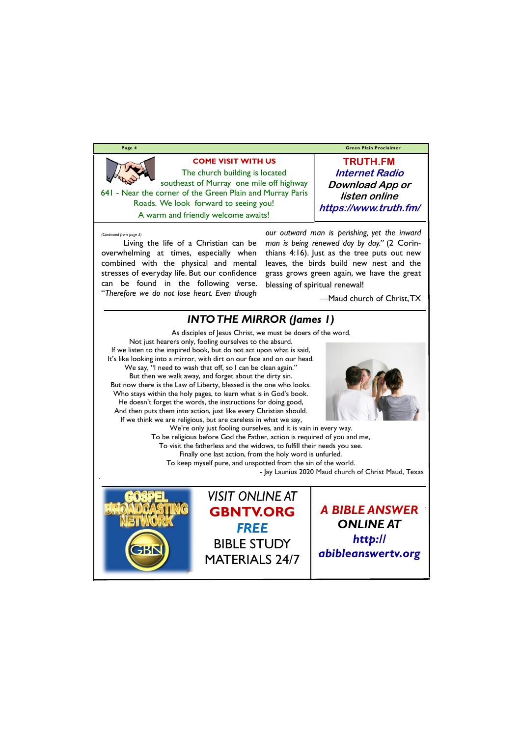**COME VISIT WITH US**

The church building is located southeast of Murray one mile off highway 641 - Near the corner of the Green Plain and Murray Paris Roads. We look forward to seeing you!

A warm and friendly welcome awaits!

**TRUTH.FM**

***Internet Radio***

***Download App or listen online***

***https://www.truth.fm/***

*(Continued from page 3)*

Living the life of a Christian can be overwhelming at times, especially when combined with the physical and mental stresses of everyday life. But our confidence can be found in the following verse. "*Therefore we do not lose heart. Even though our outward man is perishing, yet the inward man is being renewed day by day."* (2 Corinthians 4:16). Just as the tree puts out new leaves, the birds build new nest and the grass grows green again, we have the great blessing of spiritual renewal!

—Maud church of Christ, TX

## *INTO THE MIRROR (James 1)*

As disciples of Jesus Christ, we must be doers of the word.
Not just hearers only, fooling ourselves to the absurd.
If we listen to the inspired book, but do not act upon what is said,
It's like looking into a mirror, with dirt on our face and on our head.
We say, "I need to wash that off, so I can be clean again."
But then we walk away, and forget about the dirty sin.
But now there is the Law of Liberty, blessed is the one who looks.
Who stays within the holy pages, to learn what is in God's book.
He doesn't forget the words, the instructions for doing good,
And then puts them into action, just like every Christian should.
If we think we are religious, but are careless in what we say,
We're only just fooling ourselves, and it is vain in every way.
To be religious before God the Father, action is required of you and me,
To visit the fatherless and the widows, to fulfill their needs you see.
Finally one last action, from the holy word is unfurled.
To keep myself pure, and unspotted from the sin of the world.

\- Jay Launius 2020 Maud church of Christ Maud, Texas

GOSPEL BROADCASTING NETWORK

GBN

*VISIT ONLINE AT*
**GBNTV.ORG**
***FREE***
BIBLE STUDY MATERIALS 24/7

***A BIBLE ANSWER ONLINE AT***
***http://abibleanswertv.org***